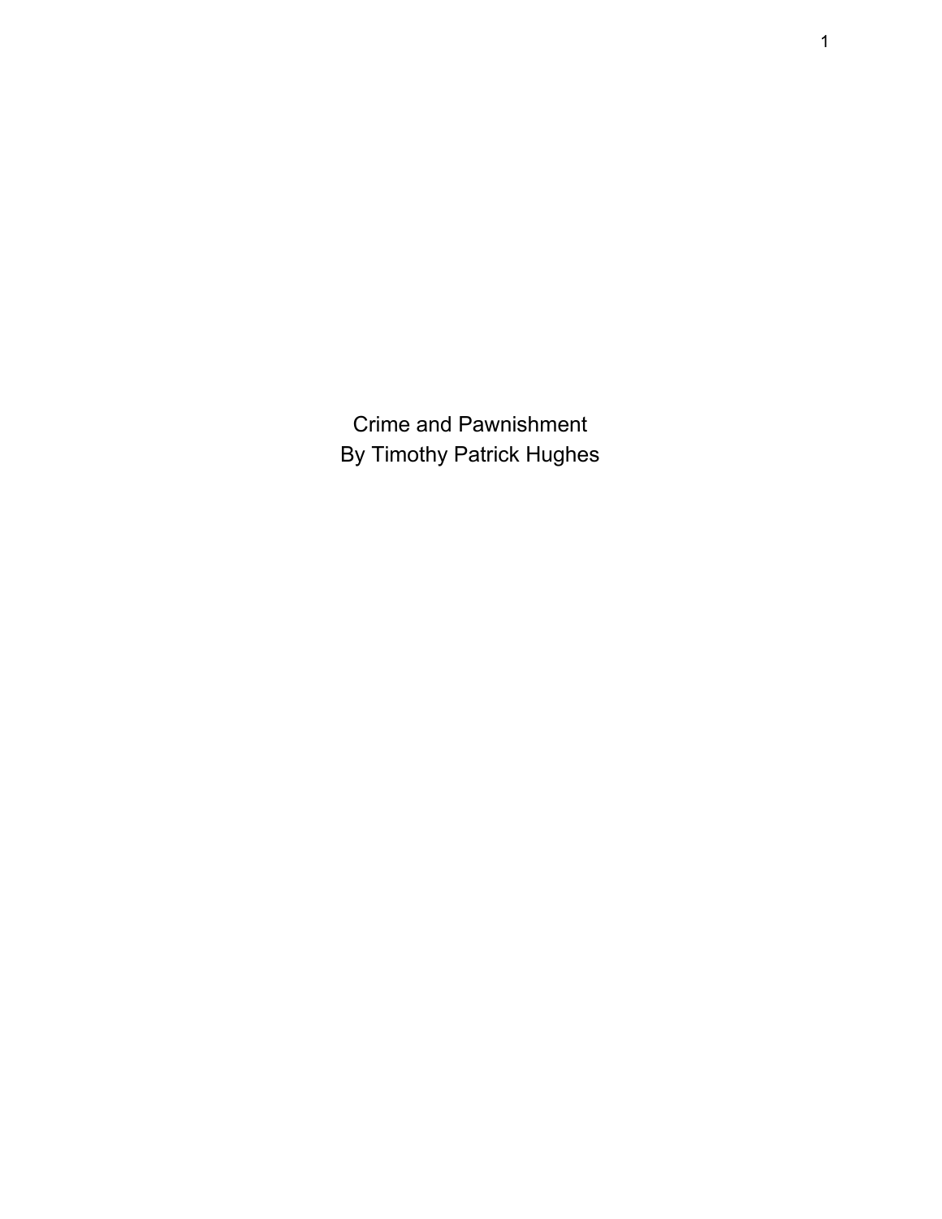# Crime and Pawnishment

By Timothy Patrick Hughes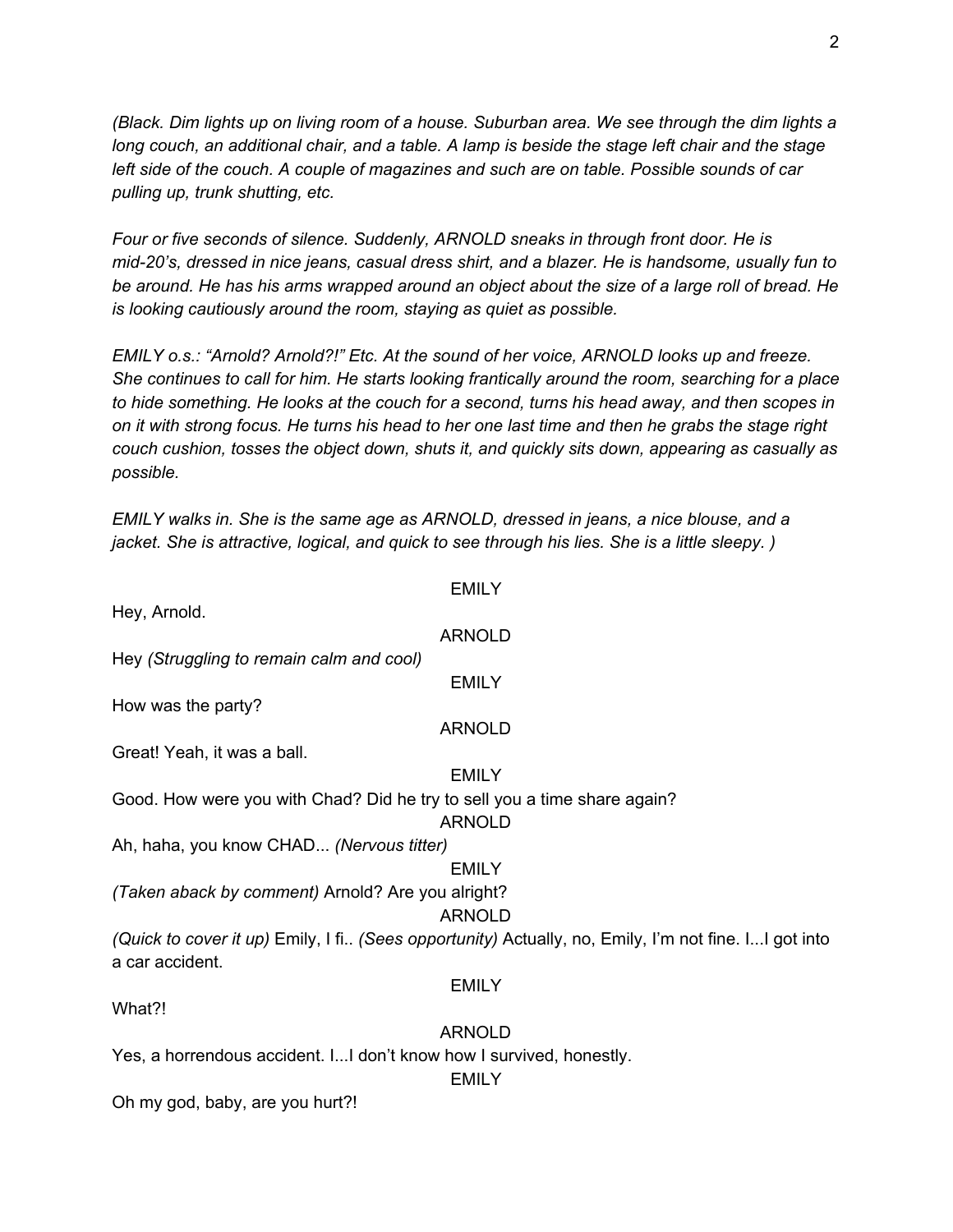*(Black. Dim lights up on living room of a house. Suburban area. We see through the dim lights a long couch, an additional chair, and a table. A lamp is beside the stage left chair and the stage left side of the couch. A couple of magazines and such are on table. Possible sounds of car pulling up, trunk shutting, etc.*

*Four or five seconds of silence. Suddenly, ARNOLD sneaks in through front door. He is mid-20's, dressed in nice jeans, casual dress shirt, and a blazer. He is handsome, usually fun to be around. He has his arms wrapped around an object about the size of a large roll of bread. He is looking cautiously around the room, staying as quiet as possible.*

*EMILY o.s.: "Arnold? Arnold?!" Etc. At the sound of her voice, ARNOLD looks up and freeze. She continues to call for him. He starts looking frantically around the room, searching for a place to hide something. He looks at the couch for a second, turns his head away, and then scopes in on it with strong focus. He turns his head to her one last time and then he grabs the stage right couch cushion, tosses the object down, shuts it, and quickly sits down, appearing as casually as possible.*

*EMILY walks in. She is the same age as ARNOLD, dressed in jeans, a nice blouse, and a jacket. She is attractive, logical, and quick to see through his lies. She is a little sleepy. )*

EMILY

Hey, Arnold.

ARNOLD

Hey *(Struggling to remain calm and cool)*

EMILY

How was the party?

ARNOLD

Great! Yeah, it was a ball.

EMILY

Good. How were you with Chad? Did he try to sell you a time share again?

ARNOLD

Ah, haha, you know CHAD... *(Nervous titter)*

EMILY

*(Taken aback by comment)* Arnold? Are you alright?

ARNOLD

*(Quick to cover it up)* Emily, I fi.. *(Sees opportunity)* Actually, no, Emily, I'm not fine. I...I got into a car accident.

EMILY

What?!

ARNOLD

Yes, a horrendous accident. I...I don't know how I survived, honestly.

EMILY

Oh my god, baby, are you hurt?!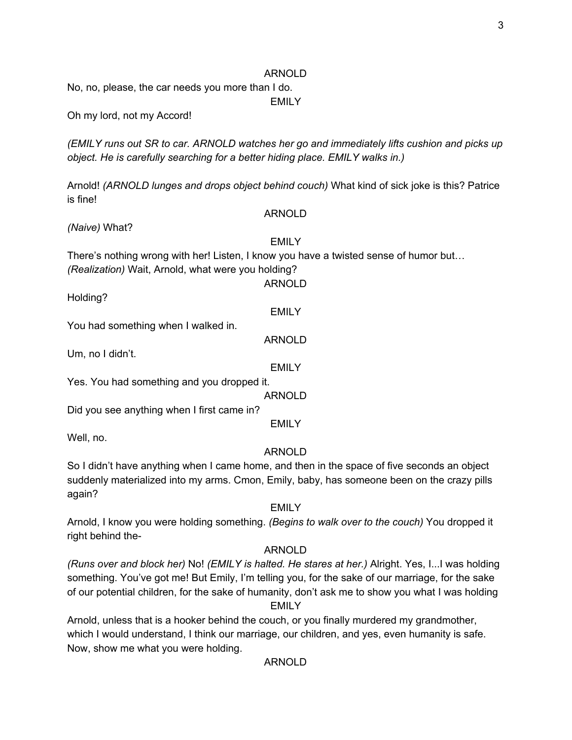ARNOLD

No, no, please, the car needs you more than I do.

EMILY

Oh my lord, not my Accord!

*(EMILY runs out SR to car. ARNOLD watches her go and immediately lifts cushion and picks up object. He is carefully searching for a better hiding place. EMILY walks in.)*

Arnold! *(ARNOLD lunges and drops object behind couch)* What kind of sick joke is this? Patrice is fine!

ARNOLD

*(Naive)* What?

EMILY

There's nothing wrong with her! Listen, I know you have a twisted sense of humor but… *(Realization)* Wait, Arnold, what were you holding?

ARNOLD

Holding?

EMILY

You had something when I walked in.

ARNOLD

Um, no I didn't.

EMILY

Yes. You had something and you dropped it.

ARNOLD

Did you see anything when I first came in?

EMILY

Well, no.

ARNOLD

So I didn't have anything when I came home, and then in the space of five seconds an object suddenly materialized into my arms. Cmon, Emily, baby, has someone been on the crazy pills again?

EMILY

Arnold, I know you were holding something. *(Begins to walk over to the couch)* You dropped it right behind the-

ARNOLD

*(Runs over and block her)* No! *(EMILY is halted. He stares at her.)* Alright. Yes, I...I was holding something. You've got me! But Emily, I'm telling you, for the sake of our marriage, for the sake of our potential children, for the sake of humanity, don't ask me to show you what I was holding

EMILY

Arnold, unless that is a hooker behind the couch, or you finally murdered my grandmother, which I would understand, I think our marriage, our children, and yes, even humanity is safe. Now, show me what you were holding.

ARNOLD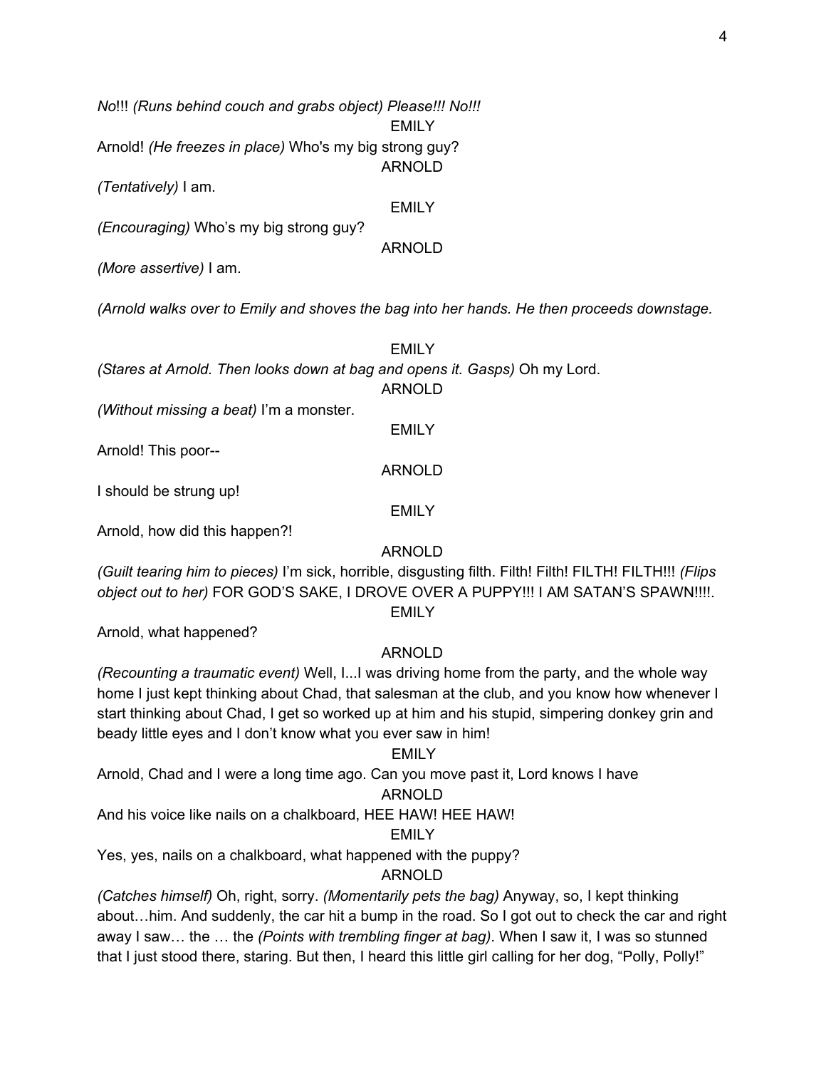*No*!!! *(Runs behind couch and grabs object) Please!!! No!!!*

EMILY

Arnold! *(He freezes in place)* Who's my big strong guy?

ARNOLD

*(Tentatively)* I am.

EMILY

*(Encouraging)* Who's my big strong guy?

ARNOLD

*(More assertive)* I am.

*(Arnold walks over to Emily and shoves the bag into her hands. He then proceeds downstage.*

EMILY

*(Stares at Arnold. Then looks down at bag and opens it. Gasps)* Oh my Lord.

ARNOLD

*(Without missing a beat)* I'm a monster.

EMILY

Arnold! This poor--

ARNOLD

I should be strung up!

EMILY

Arnold, how did this happen?!

ARNOLD

*(Guilt tearing him to pieces)* I'm sick, horrible, disgusting filth. Filth! Filth! FILTH! FILTH!!! *(Flips object out to her)* FOR GOD'S SAKE, I DROVE OVER A PUPPY!!! I AM SATAN'S SPAWN!!!!.

EMILY

Arnold, what happened?

ARNOLD

*(Recounting a traumatic event)* Well, I...I was driving home from the party, and the whole way home I just kept thinking about Chad, that salesman at the club, and you know how whenever I start thinking about Chad, I get so worked up at him and his stupid, simpering donkey grin and beady little eyes and I don't know what you ever saw in him!

EMILY

Arnold, Chad and I were a long time ago. Can you move past it, Lord knows I have

ARNOLD

And his voice like nails on a chalkboard, HEE HAW! HEE HAW!

EMILY

Yes, yes, nails on a chalkboard, what happened with the puppy?

ARNOLD

*(Catches himself)* Oh, right, sorry. *(Momentarily pets the bag)* Anyway, so, I kept thinking about…him. And suddenly, the car hit a bump in the road. So I got out to check the car and right away I saw… the … the *(Points with trembling finger at bag)*. When I saw it, I was so stunned that I just stood there, staring. But then, I heard this little girl calling for her dog, "Polly, Polly!"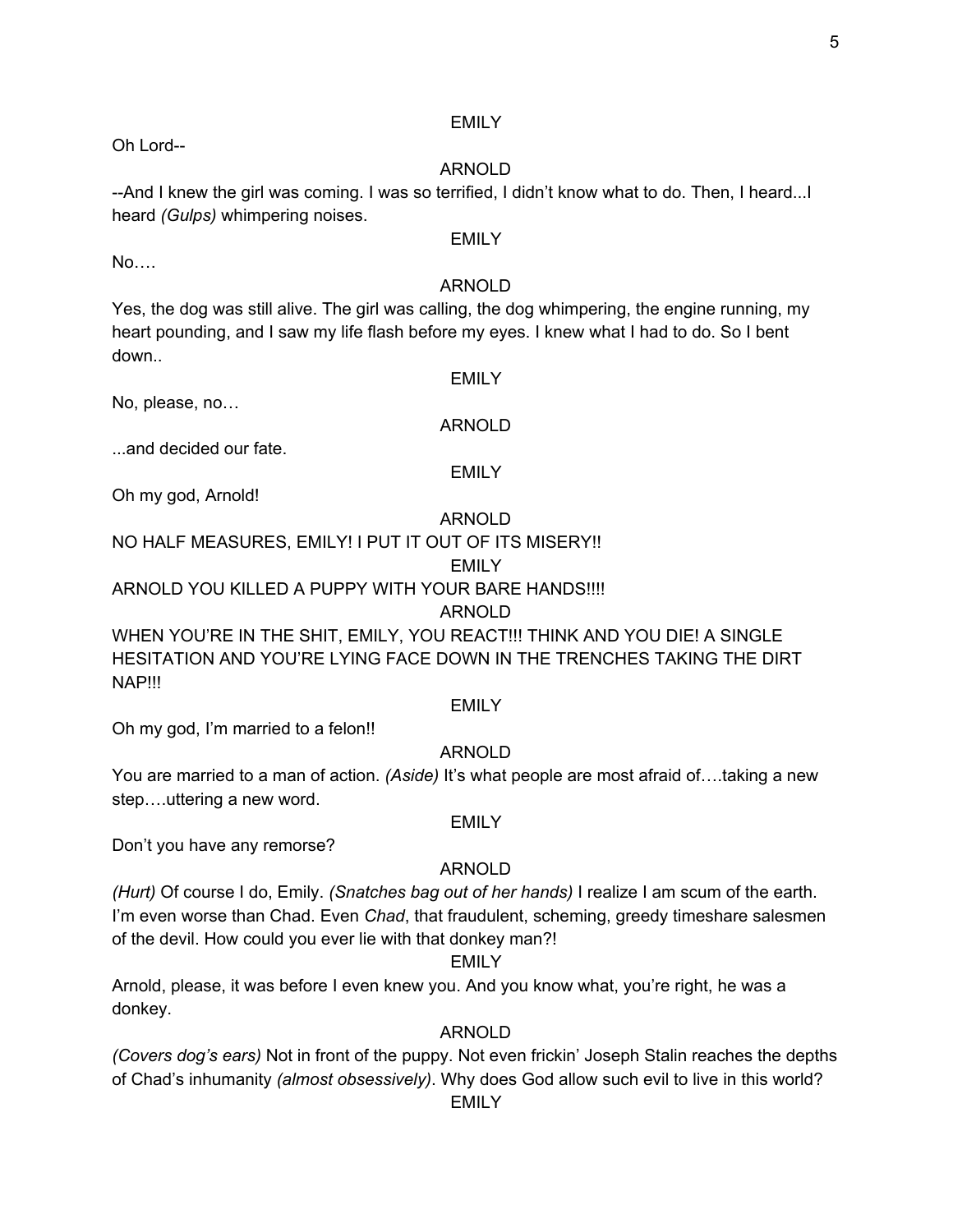EMILY

Oh Lord--

ARNOLD

--And I knew the girl was coming. I was so terrified, I didn't know what to do. Then, I heard...I heard *(Gulps)* whimpering noises.

EMILY

No….

ARNOLD

Yes, the dog was still alive. The girl was calling, the dog whimpering, the engine running, my heart pounding, and I saw my life flash before my eyes. I knew what I had to do. So I bent down..

EMILY

No, please, no…

ARNOLD

...and decided our fate.

EMILY

Oh my god, Arnold!

ARNOLD

NO HALF MEASURES, EMILY! I PUT IT OUT OF ITS MISERY!!

EMILY

ARNOLD YOU KILLED A PUPPY WITH YOUR BARE HANDS!!!!

ARNOLD

WHEN YOU'RE IN THE SHIT, EMILY, YOU REACT!!! THINK AND YOU DIE! A SINGLE HESITATION AND YOU'RE LYING FACE DOWN IN THE TRENCHES TAKING THE DIRT NAP!!!

EMILY

Oh my god, I'm married to a felon!!

ARNOLD

You are married to a man of action. *(Aside)* It's what people are most afraid of….taking a new step….uttering a new word.

EMILY

Don't you have any remorse?

ARNOLD

*(Hurt)* Of course I do, Emily. *(Snatches bag out of her hands)* I realize I am scum of the earth. I'm even worse than Chad. Even *Chad*, that fraudulent, scheming, greedy timeshare salesmen of the devil. How could you ever lie with that donkey man?!

EMILY

Arnold, please, it was before I even knew you. And you know what, you're right, he was a donkey.

ARNOLD

*(Covers dog's ears)* Not in front of the puppy. Not even frickin' Joseph Stalin reaches the depths of Chad's inhumanity *(almost obsessively)*. Why does God allow such evil to live in this world?

EMILY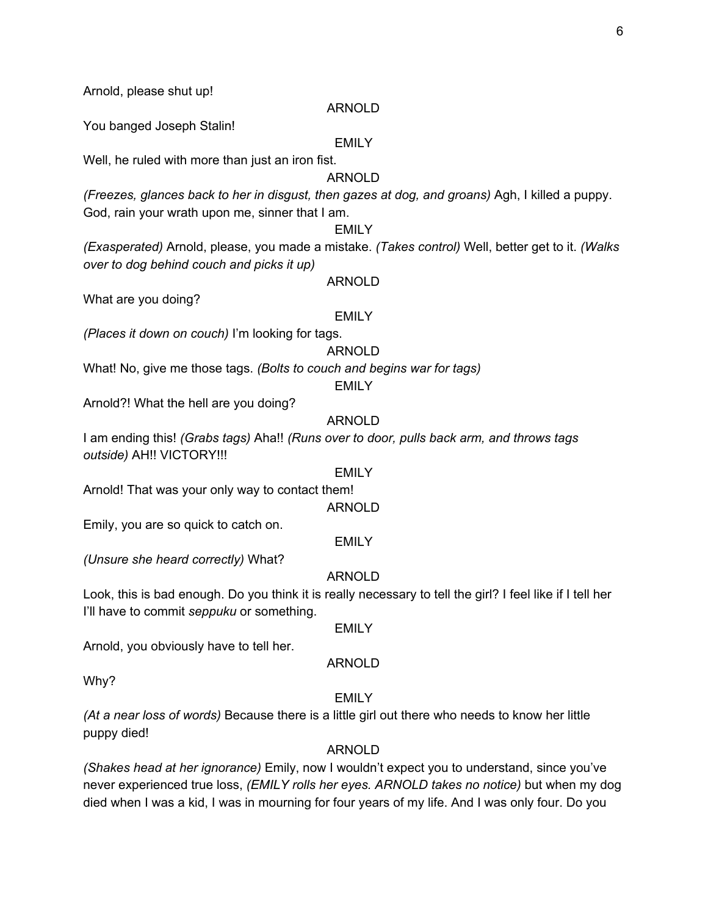Arnold, please shut up!

ARNOLD

You banged Joseph Stalin!

EMILY

Well, he ruled with more than just an iron fist.

ARNOLD

*(Freezes, glances back to her in disgust, then gazes at dog, and groans)* Agh, I killed a puppy. God, rain your wrath upon me, sinner that I am.

EMILY

*(Exasperated)* Arnold, please, you made a mistake. *(Takes control)* Well, better get to it. *(Walks over to dog behind couch and picks it up)*

ARNOLD

What are you doing?

EMILY

*(Places it down on couch)* I'm looking for tags.

ARNOLD

What! No, give me those tags. *(Bolts to couch and begins war for tags)*

EMILY

Arnold?! What the hell are you doing?

ARNOLD

I am ending this! *(Grabs tags)* Aha!! *(Runs over to door, pulls back arm, and throws tags outside)* AH!! VICTORY!!!

EMILY

Arnold! That was your only way to contact them!

ARNOLD

Emily, you are so quick to catch on.

EMILY

*(Unsure she heard correctly)* What?

ARNOLD

Look, this is bad enough. Do you think it is really necessary to tell the girl? I feel like if I tell her I'll have to commit *seppuku* or something.

EMILY

Arnold, you obviously have to tell her.

ARNOLD

Why?

EMILY

*(At a near loss of words)* Because there is a little girl out there who needs to know her little puppy died!

ARNOLD

*(Shakes head at her ignorance)* Emily, now I wouldn't expect you to understand, since you've never experienced true loss, *(EMILY rolls her eyes. ARNOLD takes no notice)* but when my dog died when I was a kid, I was in mourning for four years of my life. And I was only four. Do you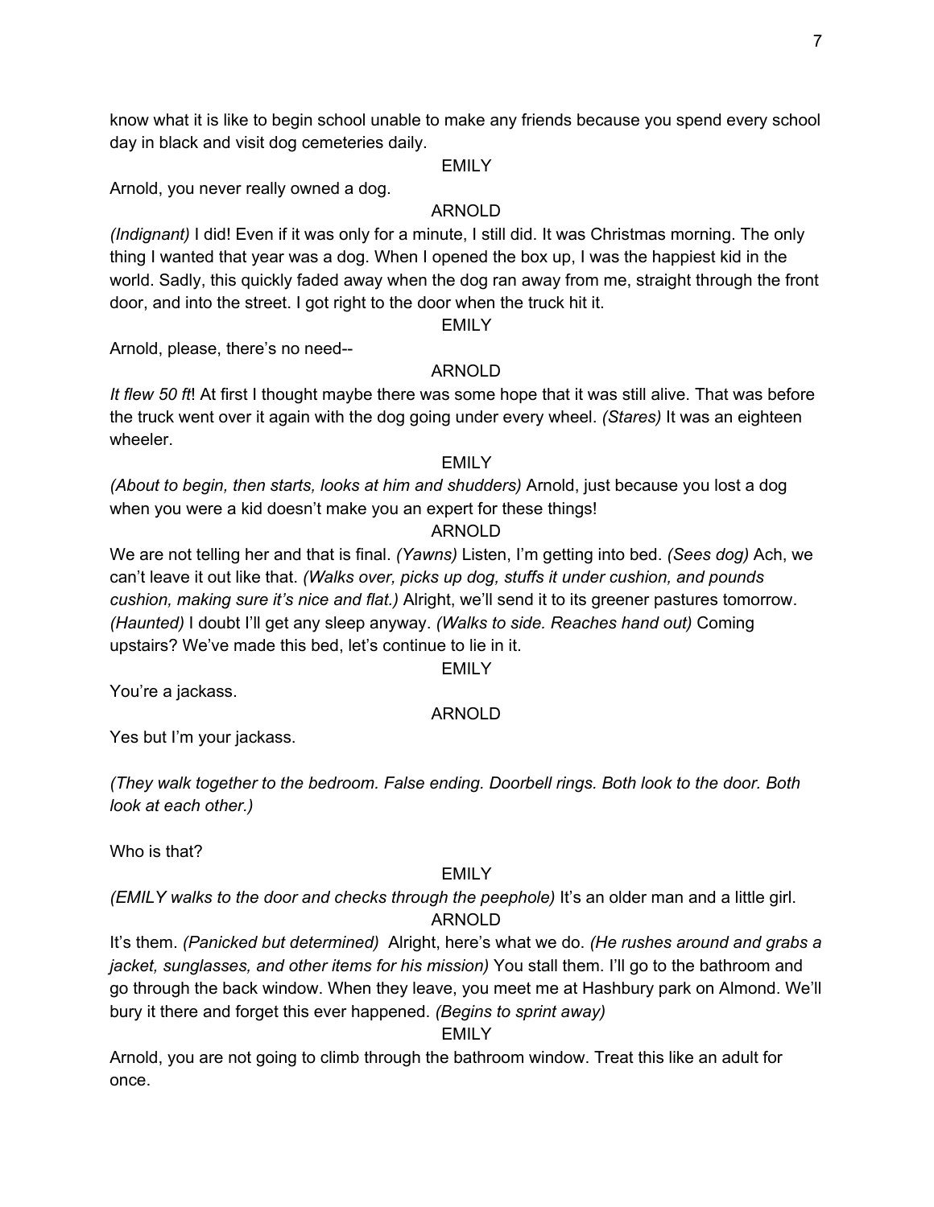know what it is like to begin school unable to make any friends because you spend every school day in black and visit dog cemeteries daily.

EMILY

Arnold, you never really owned a dog.

ARNOLD

*(Indignant)* I did! Even if it was only for a minute, I still did. It was Christmas morning. The only thing I wanted that year was a dog. When I opened the box up, I was the happiest kid in the world. Sadly, this quickly faded away when the dog ran away from me, straight through the front door, and into the street. I got right to the door when the truck hit it.

EMILY

Arnold, please, there's no need--

ARNOLD

*It flew 50 ft*! At first I thought maybe there was some hope that it was still alive. That was before the truck went over it again with the dog going under every wheel. *(Stares)* It was an eighteen wheeler.

EMILY

*(About to begin, then starts, looks at him and shudders)* Arnold, just because you lost a dog when you were a kid doesn't make you an expert for these things!

ARNOLD

We are not telling her and that is final. *(Yawns)* Listen, I'm getting into bed. *(Sees dog)* Ach, we can't leave it out like that. *(Walks over, picks up dog, stuffs it under cushion, and pounds cushion, making sure it's nice and flat.)* Alright, we'll send it to its greener pastures tomorrow. *(Haunted)* I doubt I'll get any sleep anyway. *(Walks to side. Reaches hand out)* Coming upstairs? We've made this bed, let's continue to lie in it.

EMILY

You're a jackass.

ARNOLD

Yes but I'm your jackass.

*(They walk together to the bedroom. False ending. Doorbell rings. Both look to the door. Both look at each other.)*

Who is that?

EMILY

*(EMILY walks to the door and checks through the peephole)* It's an older man and a little girl.

ARNOLD

It's them. *(Panicked but determined)* Alright, here's what we do. *(He rushes around and grabs a jacket, sunglasses, and other items for his mission)* You stall them. I'll go to the bathroom and go through the back window. When they leave, you meet me at Hashbury park on Almond. We'll bury it there and forget this ever happened. *(Begins to sprint away)*

EMILY

Arnold, you are not going to climb through the bathroom window. Treat this like an adult for once.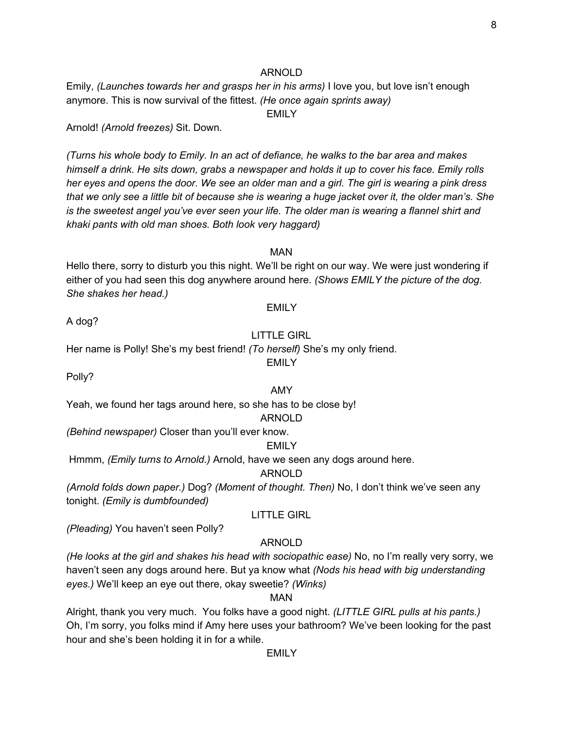ARNOLD

Emily, *(Launches towards her and grasps her in his arms)* I love you, but love isn't enough anymore. This is now survival of the fittest. *(He once again sprints away)*

EMILY

Arnold! *(Arnold freezes)* Sit. Down.

*(Turns his whole body to Emily. In an act of defiance, he walks to the bar area and makes himself a drink. He sits down, grabs a newspaper and holds it up to cover his face. Emily rolls her eyes and opens the door. We see an older man and a girl. The girl is wearing a pink dress that we only see a little bit of because she is wearing a huge jacket over it, the older man's. She is the sweetest angel you've ever seen your life. The older man is wearing a flannel shirt and khaki pants with old man shoes. Both look very haggard)*

MAN

Hello there, sorry to disturb you this night. We'll be right on our way. We were just wondering if either of you had seen this dog anywhere around here. *(Shows EMILY the picture of the dog. She shakes her head.)*

EMILY

A dog?

LITTLE GIRL

Her name is Polly! She's my best friend! *(To herself)* She's my only friend.

EMILY

Polly?

AMY

Yeah, we found her tags around here, so she has to be close by!

ARNOLD

*(Behind newspaper)* Closer than you'll ever know.

EMILY

Hmmm, *(Emily turns to Arnold.)* Arnold, have we seen any dogs around here.

ARNOLD

*(Arnold folds down paper.)* Dog? *(Moment of thought. Then)* No, I don't think we've seen any tonight. *(Emily is dumbfounded)*

LITTLE GIRL

*(Pleading)* You haven't seen Polly?

ARNOLD

*(He looks at the girl and shakes his head with sociopathic ease)* No, no I'm really very sorry, we haven't seen any dogs around here. But ya know what *(Nods his head with big understanding eyes.)* We'll keep an eye out there, okay sweetie? *(Winks)*

MAN

Alright, thank you very much. You folks have a good night. *(LITTLE GIRL pulls at his pants.)* Oh, I'm sorry, you folks mind if Amy here uses your bathroom? We've been looking for the past hour and she's been holding it in for a while.

EMILY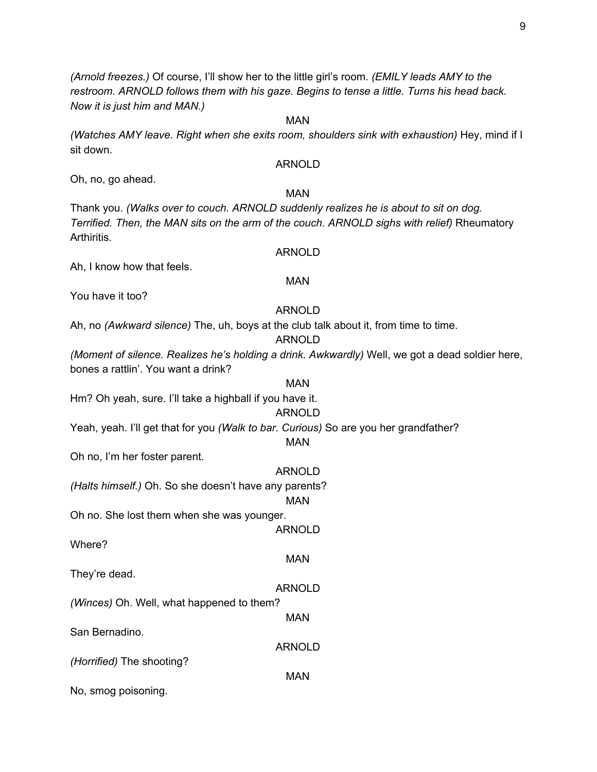*(Arnold freezes.)* Of course, I'll show her to the little girl's room. *(EMILY leads AMY to the restroom. ARNOLD follows them with his gaze. Begins to tense a little. Turns his head back. Now it is just him and MAN.)*

MAN

*(Watches AMY leave. Right when she exits room, shoulders sink with exhaustion)* Hey, mind if I sit down.

ARNOLD

Oh, no, go ahead.

MAN

Thank you. *(Walks over to couch. ARNOLD suddenly realizes he is about to sit on dog. Terrified. Then, the MAN sits on the arm of the couch. ARNOLD sighs with relief)* Rheumatory Arthiritis.

ARNOLD

Ah, I know how that feels.

MAN

You have it too?

ARNOLD

Ah, no *(Awkward silence)* The, uh, boys at the club talk about it, from time to time.

ARNOLD

*(Moment of silence. Realizes he's holding a drink. Awkwardly)* Well, we got a dead soldier here, bones a rattlin'. You want a drink?

MAN

Hm? Oh yeah, sure. I'll take a highball if you have it.

ARNOLD

Yeah, yeah. I'll get that for you *(Walk to bar. Curious)* So are you her grandfather?

MAN

Oh no, I'm her foster parent.

ARNOLD

*(Halts himself.)* Oh. So she doesn't have any parents?

MAN

Oh no. She lost them when she was younger.

ARNOLD

Where?

MAN

They're dead.

ARNOLD

*(Winces)* Oh. Well, what happened to them?

MAN

San Bernadino.

ARNOLD

*(Horrified)* The shooting?

MAN

No, smog poisoning.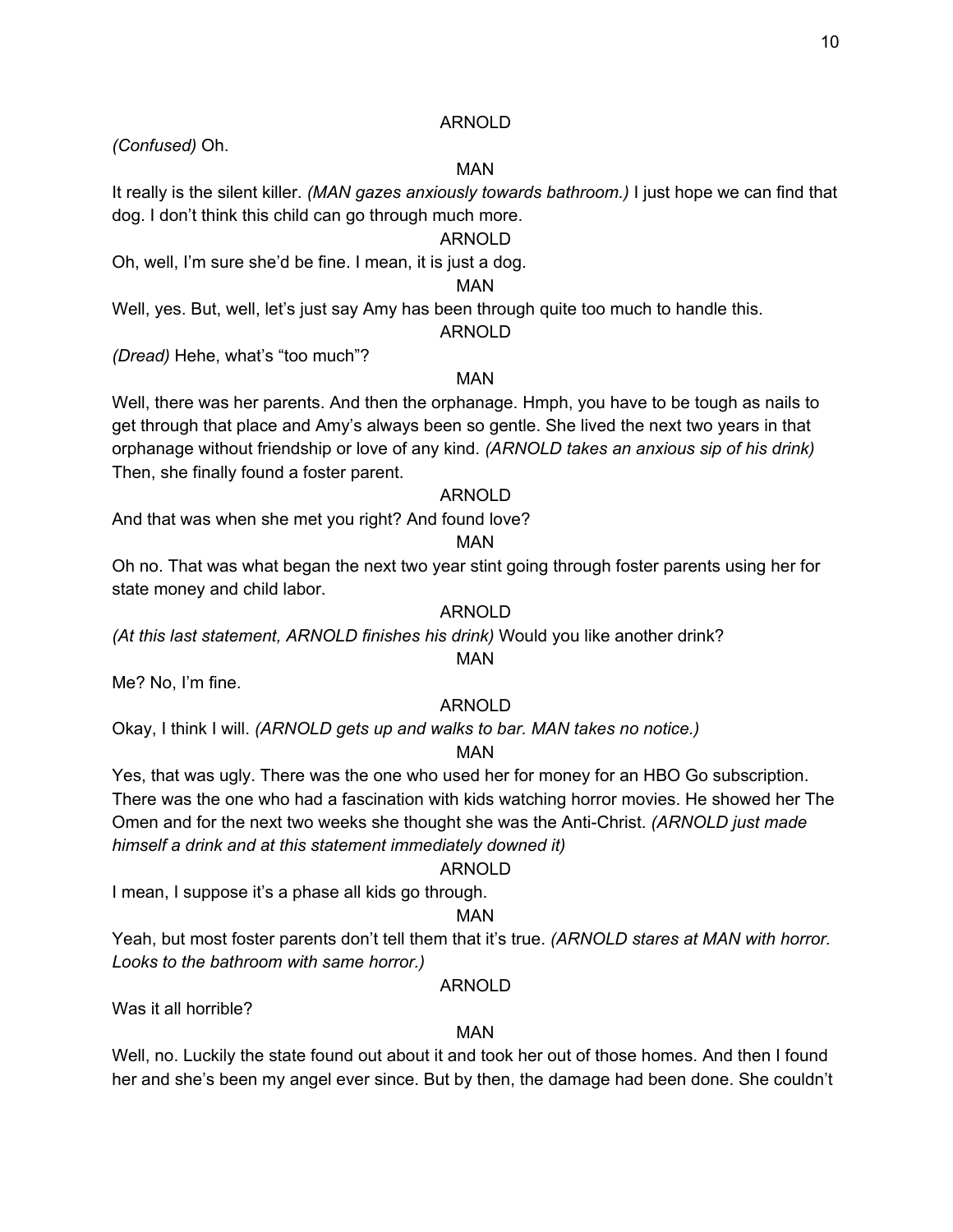ARNOLD

*(Confused)* Oh.

MAN

It really is the silent killer. *(MAN gazes anxiously towards bathroom.)* I just hope we can find that dog. I don't think this child can go through much more.

ARNOLD

Oh, well, I'm sure she'd be fine. I mean, it is just a dog.

MAN

Well, yes. But, well, let's just say Amy has been through quite too much to handle this.

ARNOLD

*(Dread)* Hehe, what's "too much"?

MAN

Well, there was her parents. And then the orphanage. Hmph, you have to be tough as nails to get through that place and Amy's always been so gentle. She lived the next two years in that orphanage without friendship or love of any kind. *(ARNOLD takes an anxious sip of his drink)* Then, she finally found a foster parent.

ARNOLD

And that was when she met you right? And found love?

MAN

Oh no. That was what began the next two year stint going through foster parents using her for state money and child labor.

ARNOLD

*(At this last statement, ARNOLD finishes his drink)* Would you like another drink?

MAN

Me? No, I'm fine.

ARNOLD

Okay, I think I will. *(ARNOLD gets up and walks to bar. MAN takes no notice.)*

MAN

Yes, that was ugly. There was the one who used her for money for an HBO Go subscription. There was the one who had a fascination with kids watching horror movies. He showed her The Omen and for the next two weeks she thought she was the Anti-Christ. *(ARNOLD just made himself a drink and at this statement immediately downed it)*

ARNOLD

I mean, I suppose it's a phase all kids go through.

MAN

Yeah, but most foster parents don't tell them that it's true. *(ARNOLD stares at MAN with horror. Looks to the bathroom with same horror.)*

ARNOLD

Was it all horrible?

MAN

Well, no. Luckily the state found out about it and took her out of those homes. And then I found her and she's been my angel ever since. But by then, the damage had been done. She couldn't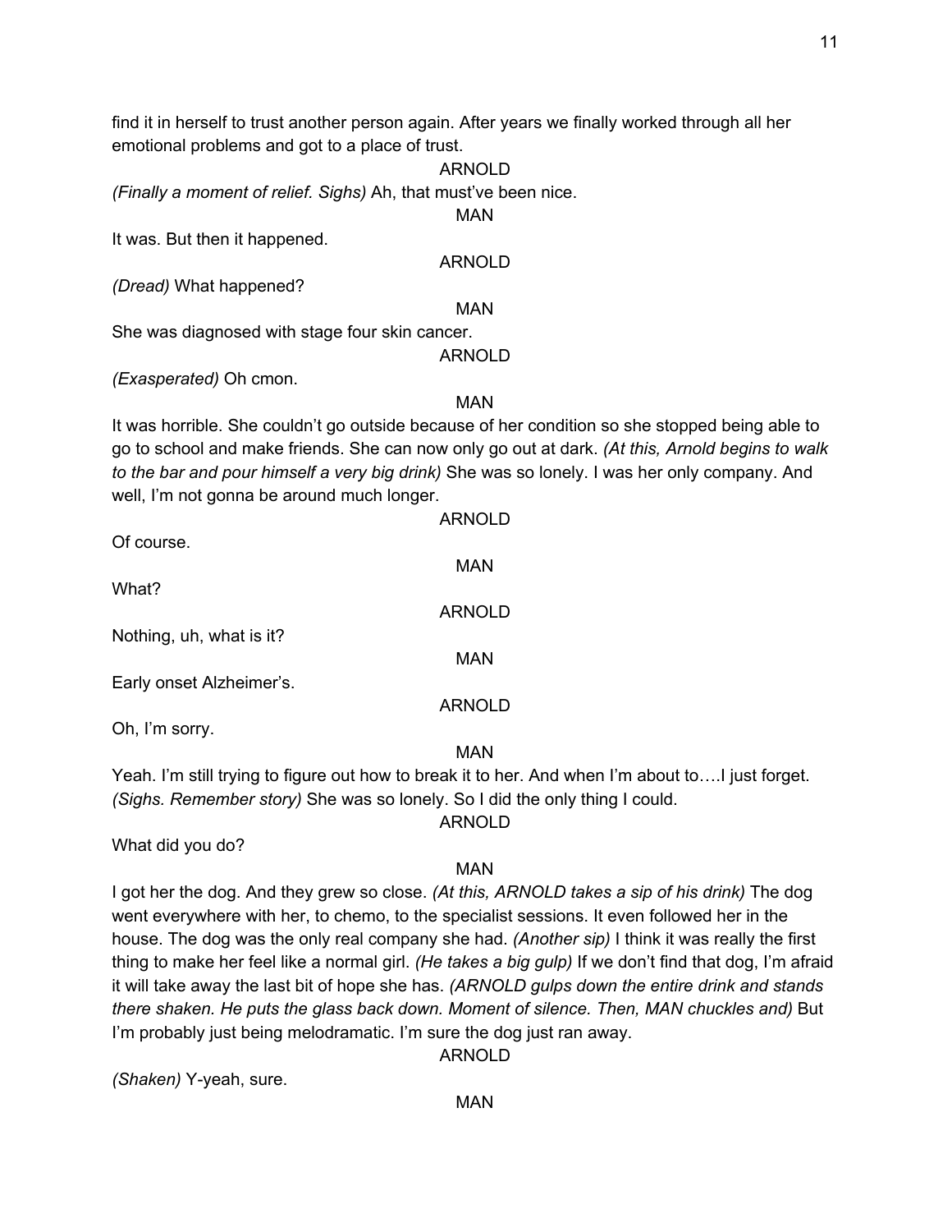find it in herself to trust another person again. After years we finally worked through all her emotional problems and got to a place of trust.

ARNOLD

*(Finally a moment of relief. Sighs)* Ah, that must've been nice.

MAN

It was. But then it happened.

ARNOLD

*(Dread)* What happened?

MAN

She was diagnosed with stage four skin cancer.

ARNOLD

*(Exasperated)* Oh cmon.

MAN

It was horrible. She couldn't go outside because of her condition so she stopped being able to go to school and make friends. She can now only go out at dark. *(At this, Arnold begins to walk to the bar and pour himself a very big drink)* She was so lonely. I was her only company. And well, I'm not gonna be around much longer.

ARNOLD

Of course.

MAN

What?

ARNOLD

Nothing, uh, what is it?

MAN

Early onset Alzheimer's.

ARNOLD

Oh, I'm sorry.

MAN

Yeah. I'm still trying to figure out how to break it to her. And when I'm about to….I just forget. *(Sighs. Remember story)* She was so lonely. So I did the only thing I could.

ARNOLD

What did you do?

MAN

I got her the dog. And they grew so close. *(At this, ARNOLD takes a sip of his drink)* The dog went everywhere with her, to chemo, to the specialist sessions. It even followed her in the house. The dog was the only real company she had. *(Another sip)* I think it was really the first thing to make her feel like a normal girl. *(He takes a big gulp)* If we don't find that dog, I'm afraid it will take away the last bit of hope she has. *(ARNOLD gulps down the entire drink and stands there shaken. He puts the glass back down. Moment of silence. Then, MAN chuckles and)* But I'm probably just being melodramatic. I'm sure the dog just ran away.

ARNOLD

*(Shaken)* Y-yeah, sure.

MAN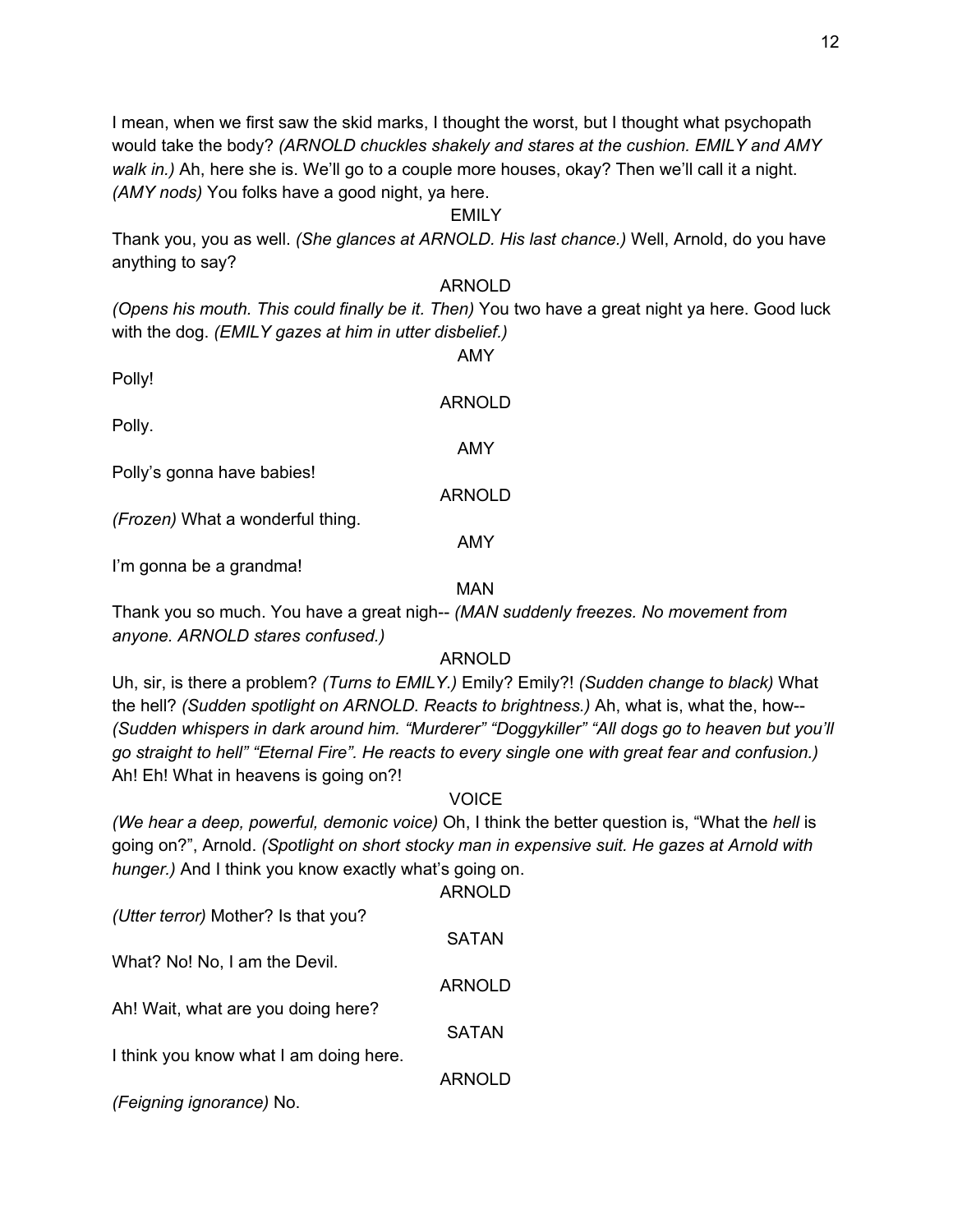I mean, when we first saw the skid marks, I thought the worst, but I thought what psychopath would take the body? *(ARNOLD chuckles shakely and stares at the cushion. EMILY and AMY walk in.)* Ah, here she is. We'll go to a couple more houses, okay? Then we'll call it a night. *(AMY nods)* You folks have a good night, ya here.

EMILY

Thank you, you as well. *(She glances at ARNOLD. His last chance.)* Well, Arnold, do you have anything to say?

ARNOLD

*(Opens his mouth. This could finally be it. Then)* You two have a great night ya here. Good luck with the dog. *(EMILY gazes at him in utter disbelief.)*

AMY

Polly!

ARNOLD

Polly.

AMY

Polly's gonna have babies!

ARNOLD

*(Frozen)* What a wonderful thing.

AMY

I'm gonna be a grandma!

MAN

Thank you so much. You have a great nigh-- *(MAN suddenly freezes. No movement from anyone. ARNOLD stares confused.)*

ARNOLD

Uh, sir, is there a problem? *(Turns to EMILY.)* Emily? Emily?! *(Sudden change to black)* What the hell? *(Sudden spotlight on ARNOLD. Reacts to brightness.)* Ah, what is, what the, how-- *(Sudden whispers in dark around him. "Murderer" "Doggykiller" "All dogs go to heaven but you'll go straight to hell" "Eternal Fire". He reacts to every single one with great fear and confusion.)* Ah! Eh! What in heavens is going on?!

VOICE

*(We hear a deep, powerful, demonic voice)* Oh, I think the better question is, "What the *hell* is going on?", Arnold. *(Spotlight on short stocky man in expensive suit. He gazes at Arnold with hunger.)* And I think you know exactly what's going on.

ARNOLD

*(Utter terror)* Mother? Is that you?

SATAN

What? No! No, I am the Devil.

ARNOLD

Ah! Wait, what are you doing here?

SATAN

I think you know what I am doing here.

ARNOLD

*(Feigning ignorance)* No.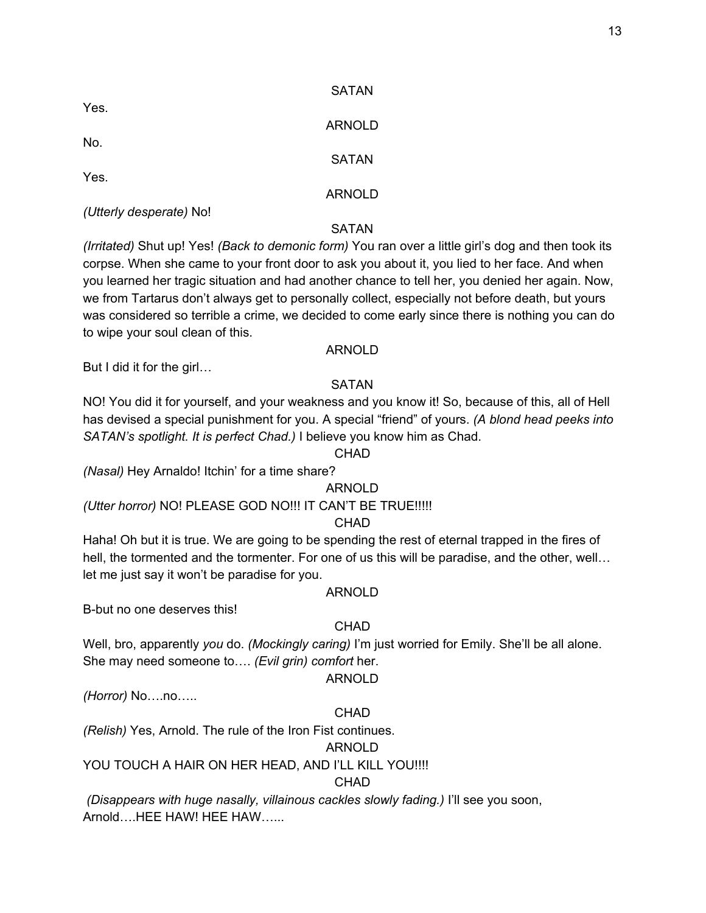SATAN

Yes.

ARNOLD

No.

SATAN

Yes.

ARNOLD

*(Utterly desperate)* No!

SATAN

*(Irritated)* Shut up! Yes! *(Back to demonic form)* You ran over a little girl's dog and then took its corpse. When she came to your front door to ask you about it, you lied to her face. And when you learned her tragic situation and had another chance to tell her, you denied her again. Now, we from Tartarus don't always get to personally collect, especially not before death, but yours was considered so terrible a crime, we decided to come early since there is nothing you can do to wipe your soul clean of this.

ARNOLD

But I did it for the girl…

SATAN

NO! You did it for yourself, and your weakness and you know it! So, because of this, all of Hell has devised a special punishment for you. A special "friend" of yours. *(A blond head peeks into SATAN's spotlight. It is perfect Chad.)* I believe you know him as Chad.

CHAD

*(Nasal)* Hey Arnaldo! Itchin' for a time share?

ARNOLD

*(Utter horror)* NO! PLEASE GOD NO!!! IT CAN'T BE TRUE!!!!!

CHAD

Haha! Oh but it is true. We are going to be spending the rest of eternal trapped in the fires of hell, the tormented and the tormenter. For one of us this will be paradise, and the other, well… let me just say it won't be paradise for you.

ARNOLD

B-but no one deserves this!

CHAD

Well, bro, apparently *you* do. *(Mockingly caring)* I'm just worried for Emily. She'll be all alone. She may need someone to…. *(Evil grin) comfort* her.

ARNOLD

*(Horror)* No….no…..

CHAD

*(Relish)* Yes, Arnold. The rule of the Iron Fist continues.

ARNOLD

YOU TOUCH A HAIR ON HER HEAD, AND I'LL KILL YOU!!!!

CHAD

*(Disappears with huge nasally, villainous cackles slowly fading.)* I'll see you soon, Arnold….HEE HAW! HEE HAW…...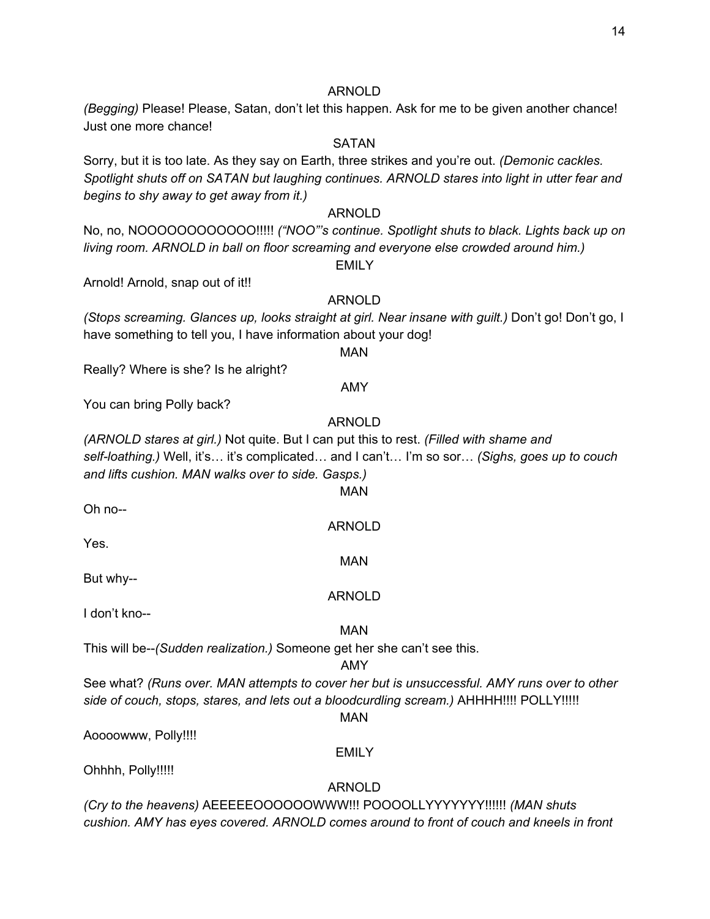ARNOLD

*(Begging)* Please! Please, Satan, don't let this happen. Ask for me to be given another chance! Just one more chance!

SATAN

Sorry, but it is too late. As they say on Earth, three strikes and you're out. *(Demonic cackles. Spotlight shuts off on SATAN but laughing continues. ARNOLD stares into light in utter fear and begins to shy away to get away from it.)*

ARNOLD

No, no, NOOOOOOOOOOOO!!!!! *("NOO"'s continue. Spotlight shuts to black. Lights back up on living room. ARNOLD in ball on floor screaming and everyone else crowded around him.)*

EMILY

Arnold! Arnold, snap out of it!!

ARNOLD

*(Stops screaming. Glances up, looks straight at girl. Near insane with guilt.)* Don't go! Don't go, I have something to tell you, I have information about your dog!

MAN

Really? Where is she? Is he alright?

AMY

You can bring Polly back?

ARNOLD

*(ARNOLD stares at girl.)* Not quite. But I can put this to rest. *(Filled with shame and self-loathing.)* Well, it's… it's complicated… and I can't… I'm so sor… *(Sighs, goes up to couch and lifts cushion. MAN walks over to side. Gasps.)*

MAN

Oh no--

ARNOLD

Yes.

MAN

But why--

ARNOLD

I don't kno--

MAN

This will be--*(Sudden realization.)* Someone get her she can't see this.

AMY

See what? *(Runs over. MAN attempts to cover her but is unsuccessful. AMY runs over to other side of couch, stops, stares, and lets out a bloodcurdling scream.)* AHHHH!!!! POLLY!!!!!

MAN

Aoooowww, Polly!!!!

EMILY

Ohhhh, Polly!!!!!

ARNOLD

*(Cry to the heavens)* AEEEEEOOOOOOWWW!!! POOOOLLYYYYYYY!!!!!! *(MAN shuts cushion. AMY has eyes covered. ARNOLD comes around to front of couch and kneels in front*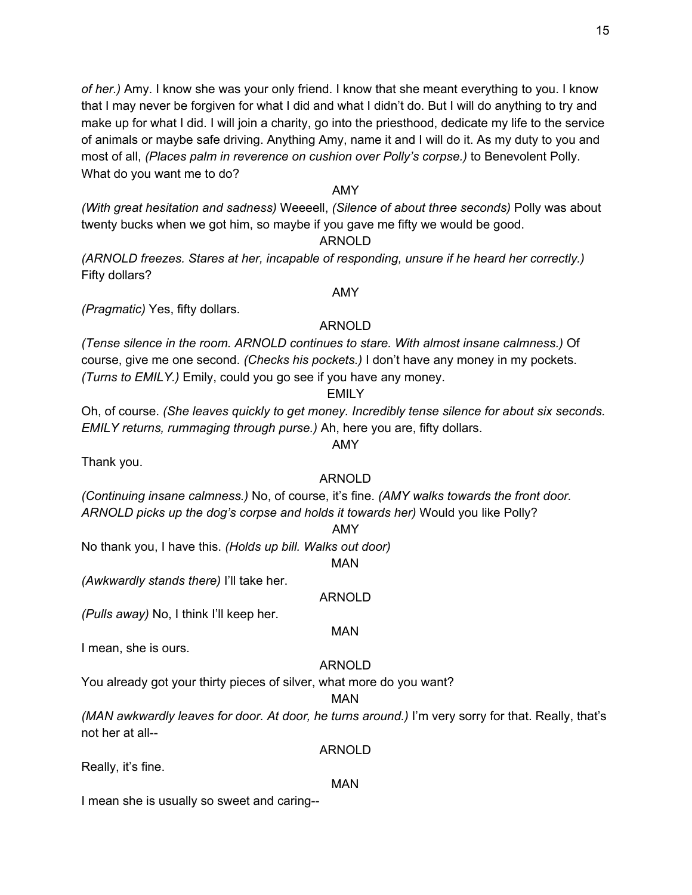*of her.)* Amy. I know she was your only friend. I know that she meant everything to you. I know that I may never be forgiven for what I did and what I didn't do. But I will do anything to try and make up for what I did. I will join a charity, go into the priesthood, dedicate my life to the service of animals or maybe safe driving. Anything Amy, name it and I will do it. As my duty to you and most of all, *(Places palm in reverence on cushion over Polly's corpse.)* to Benevolent Polly. What do you want me to do?

AMY

*(With great hesitation and sadness)* Weeeell, *(Silence of about three seconds)* Polly was about twenty bucks when we got him, so maybe if you gave me fifty we would be good.

ARNOLD

*(ARNOLD freezes. Stares at her, incapable of responding, unsure if he heard her correctly.)* Fifty dollars?

AMY

*(Pragmatic)* Yes, fifty dollars.

ARNOLD

*(Tense silence in the room. ARNOLD continues to stare. With almost insane calmness.)* Of course, give me one second. *(Checks his pockets.)* I don't have any money in my pockets. *(Turns to EMILY.)* Emily, could you go see if you have any money.

EMILY

Oh, of course. *(She leaves quickly to get money. Incredibly tense silence for about six seconds. EMILY returns, rummaging through purse.)* Ah, here you are, fifty dollars.

AMY

Thank you.

ARNOLD

*(Continuing insane calmness.)* No, of course, it's fine. *(AMY walks towards the front door. ARNOLD picks up the dog's corpse and holds it towards her)* Would you like Polly?

AMY

No thank you, I have this. *(Holds up bill. Walks out door)*

MAN

*(Awkwardly stands there)* I'll take her.

ARNOLD

*(Pulls away)* No, I think I'll keep her.

MAN

I mean, she is ours.

ARNOLD

You already got your thirty pieces of silver, what more do you want?

MAN

*(MAN awkwardly leaves for door. At door, he turns around.)* I'm very sorry for that. Really, that's not her at all--

ARNOLD

Really, it's fine.

MAN

I mean she is usually so sweet and caring--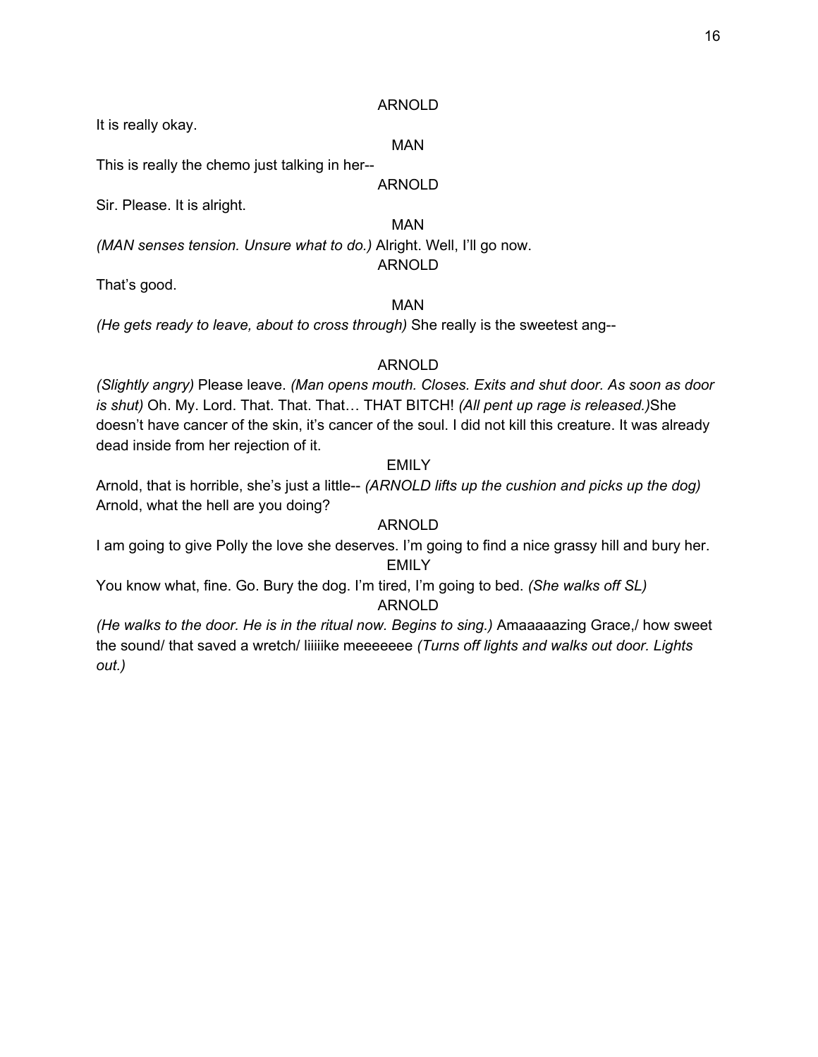ARNOLD

It is really okay.

MAN

This is really the chemo just talking in her--

ARNOLD

Sir. Please. It is alright.

MAN

*(MAN senses tension. Unsure what to do.)* Alright. Well, I'll go now.

ARNOLD

That's good.

MAN

*(He gets ready to leave, about to cross through)* She really is the sweetest ang--

ARNOLD

*(Slightly angry)* Please leave. *(Man opens mouth. Closes. Exits and shut door. As soon as door is shut)* Oh. My. Lord. That. That. That… THAT BITCH! *(All pent up rage is released.)*She doesn't have cancer of the skin, it's cancer of the soul. I did not kill this creature. It was already dead inside from her rejection of it.

EMILY

Arnold, that is horrible, she's just a little-- *(ARNOLD lifts up the cushion and picks up the dog)* Arnold, what the hell are you doing?

ARNOLD

I am going to give Polly the love she deserves. I'm going to find a nice grassy hill and bury her.

EMILY

You know what, fine. Go. Bury the dog. I'm tired, I'm going to bed. *(She walks off SL)*

ARNOLD

*(He walks to the door. He is in the ritual now. Begins to sing.)* Amaaaaazing Grace,/ how sweet the sound/ that saved a wretch/ liiiiike meeeeeee *(Turns off lights and walks out door. Lights out.)*